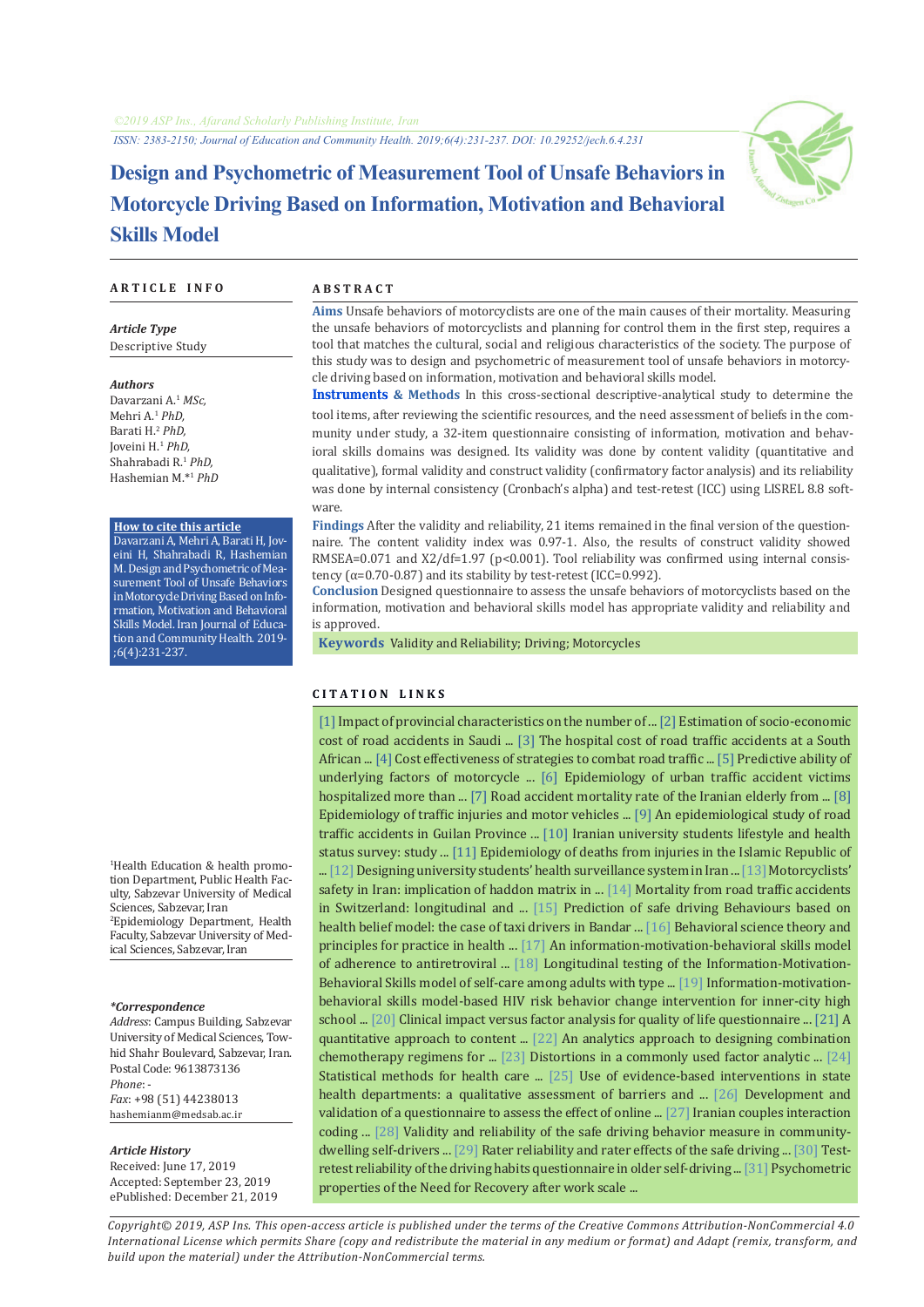©2019 ASP Ins., Afarand Scholarly Publishing Institute, Iran

ISSN: 2383-2150; Journal of Education and Community Health. 2019;6(4):231-237. DOI: 10.29252/jech.6.4.231

# Design and Psychometric of Measurement Tool of Unsafe Behaviors in Motorcycle Driving Based on Information, Motivation and Behavioral Skills Model

## ARTICLE INFO

***Article Type***

Descriptive Study

***Authors***

Davarzani A.[1] *MSc,*
Mehri A.[1] *PhD,*
Barati H.[2] *PhD,*
Joveini H.[1] *PhD,*
Shahrabadi R.[1] *PhD,*
Hashemian M.*[1] *PhD*

**How to cite this article**

Davarzani A, Mehri A, Barati H, Joveini H, Shahrabadi R, Hashemian M. Design and Psychometric of Measurement Tool of Unsafe Behaviors in Motorcycle Driving Based on Information, Motivation and Behavioral Skills Model. Iran Journal of Education and Community Health. 2019;6(4):231-237.

[1]Health Education & health promotion Department, Public Health Faculty, Sabzevar University of Medical Sciences, Sabzevar, Iran
[2]Epidemiology Department, Health Faculty, Sabzevar University of Medical Sciences, Sabzevar, Iran

***\*Correspondence***

*Address*: Campus Building, Sabzevar University of Medical Sciences, Towhid Shahr Boulevard, Sabzevar, Iran. Postal Code: 9613873136
*Phone*: -
*Fax*: +98 (51) 44238013
hashemianm@medsab.ac.ir

***Article History***

Received: June 17, 2019
Accepted: September 23, 2019
ePublished: December 21, 2019

## ABSTRACT

**Aims** Unsafe behaviors of motorcyclists are one of the main causes of their mortality. Measuring the unsafe behaviors of motorcyclists and planning for control them in the first step, requires a tool that matches the cultural, social and religious characteristics of the society. The purpose of this study was to design and psychometric of measurement tool of unsafe behaviors in motorcycle driving based on information, motivation and behavioral skills model.

**Instruments & Methods** In this cross-sectional descriptive-analytical study to determine the tool items, after reviewing the scientific resources, and the need assessment of beliefs in the community under study, a 32-item questionnaire consisting of information, motivation and behavioral skills domains was designed. Its validity was done by content validity (quantitative and qualitative), formal validity and construct validity (confirmatory factor analysis) and its reliability was done by internal consistency (Cronbach's alpha) and test-retest (ICC) using LISREL 8.8 software.

**Findings** After the validity and reliability, 21 items remained in the final version of the questionnaire. The content validity index was 0.97-1. Also, the results of construct validity showed RMSEA=0.071 and X2/df=1.97 ($p<0.001$). Tool reliability was confirmed using internal consistency ($\alpha$=0.70-0.87) and its stability by test-retest (ICC=0.992).

**Conclusion** Designed questionnaire to assess the unsafe behaviors of motorcyclists based on the information, motivation and behavioral skills model has appropriate validity and reliability and is approved.

**Keywords** Validity and Reliability; Driving; Motorcycles

## CITATION LINKS

[1] Impact of provincial characteristics on the number of ... [2] Estimation of socio-economic cost of road accidents in Saudi ... [3] The hospital cost of road traffic accidents at a South African ... [4] Cost effectiveness of strategies to combat road traffic ... [5] Predictive ability of underlying factors of motorcycle ... [6] Epidemiology of urban traffic accident victims hospitalized more than ... [7] Road accident mortality rate of the Iranian elderly from ... [8] Epidemiology of traffic injuries and motor vehicles ... [9] An epidemiological study of road traffic accidents in Guilan Province ... [10] Iranian university students lifestyle and health status survey: study ... [11] Epidemiology of deaths from injuries in the Islamic Republic of ... [12] Designing university students' health surveillance system in Iran ... [13] Motorcyclists' safety in Iran: implication of haddon matrix in ... [14] Mortality from road traffic accidents in Switzerland: longitudinal and ... [15] Prediction of safe driving Behaviours based on health belief model: the case of taxi drivers in Bandar ... [16] Behavioral science theory and principles for practice in health ... [17] An information-motivation-behavioral skills model of adherence to antiretroviral ... [18] Longitudinal testing of the Information-Motivation-Behavioral Skills model of self-care among adults with type ... [19] Information-motivation-behavioral skills model-based HIV risk behavior change intervention for inner-city high school ... [20] Clinical impact versus factor analysis for quality of life questionnaire ... [21] A quantitative approach to content ... [22] An analytics approach to designing combination chemotherapy regimens for ... [23] Distortions in a commonly used factor analytic ... [24] Statistical methods for health care ... [25] Use of evidence-based interventions in state health departments: a qualitative assessment of barriers and ... [26] Development and validation of a questionnaire to assess the effect of online ... [27] Iranian couples interaction coding ... [28] Validity and reliability of the safe driving behavior measure in community-dwelling self-drivers ... [29] Rater reliability and rater effects of the safe driving ... [30] Test-retest reliability of the driving habits questionnaire in older self-driving ... [31] Psychometric properties of the Need for Recovery after work scale ...

*Copyright© 2019, ASP Ins. This open-access article is published under the terms of the Creative Commons Attribution-NonCommercial 4.0 International License which permits Share (copy and redistribute the material in any medium or format) and Adapt (remix, transform, and build upon the material) under the Attribution-NonCommercial terms.*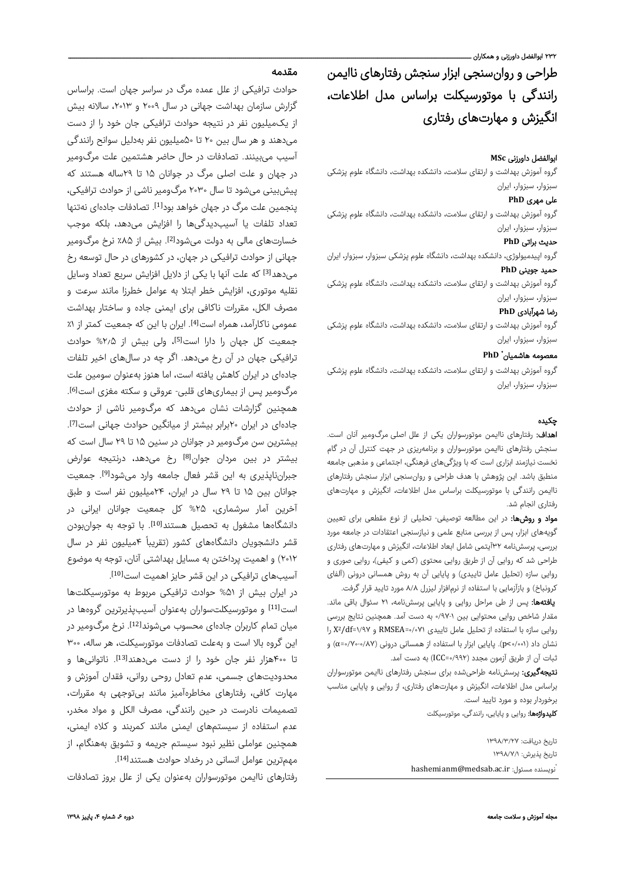# طراحی و روان‌سنجی ابزار سنجش رفتارهای ناایمن رانندگی با موتورسیکلت براساس مدل اطلاعات، انگیزش و مهارت‌های رفتاری

**ابوالفضل داورزنی MSc**
گروه آموزش بهداشت و ارتقای سلامت، دانشکده بهداشت، دانشگاه علوم پزشکی سبزوار، سبزوار، ایران

**علی مهری PhD**
گروه آموزش بهداشت و ارتقای سلامت، دانشکده بهداشت، دانشگاه علوم پزشکی سبزوار، سبزوار، ایران

**حدیث براتی PhD**
گروه اپیدمیولوژی، دانشکده بهداشت، دانشگاه علوم پزشکی سبزوار، سبزوار، ایران

**حمید جوینی PhD**
گروه آموزش بهداشت و ارتقای سلامت، دانشکده بهداشت، دانشگاه علوم پزشکی سبزوار، سبزوار، ایران

**رضا شهرآبادی PhD**
گروه آموزش بهداشت و ارتقای سلامت، دانشکده بهداشت، دانشگاه علوم پزشکی سبزوار، سبزوار، ایران

**معصومه هاشمیان* PhD**
گروه آموزش بهداشت و ارتقای سلامت، دانشکده بهداشت، دانشگاه علوم پزشکی سبزوار، سبزوار، ایران

## چکیده

**اهداف:** رفتارهای ناایمن موتورسواران یکی از علل اصلی مرگ‌ومیر آنان است. سنجش رفتارهای ناایمن موتورسواران و برنامه‌ریزی در جهت کنترل آن در گام نخست نیازمند ابزاری است که با ویژگی‌های فرهنگی، اجتماعی و مذهبی جامعه منطبق باشد. این پژوهش با هدف طراحی و روان‌سنجی ابزار سنجش رفتارهای ناایمن رانندگی با موتورسیکلت براساس مدل اطلاعات، انگیزش و مهارت‌های رفتاری انجام شد.

**مواد و روش‌ها:** در این مطالعه توصیفی- تحلیلی از نوع مقطعی برای تعیین گویه‌های ابزار، پس از بررسی منابع علمی و نیازسنجی اعتقادات در جامعه مورد بررسی، پرسش‌نامه ۳۲آیتمی شامل ابعاد اطلاعات، انگیزش و مهارت‌های رفتاری طراحی شد که روایی آن از طریق روایی محتوی (کمی و کیفی)، روایی صوری و روایی سازه (تحلیل عامل تاییدی) و پایایی آن به روش همسانی درونی (آلفای کرونباخ) و بازآزمایی با استفاده از نرم‌افزار لیزرل ۸/۸ مورد تایید قرار گرفت.

**یافته‌ها:** پس از طی مراحل روایی و پایایی پرسش‌نامه، ۲۱ سئوال باقی ماند. مقدار شاخص روایی محتوایی بین ۰/۹۷-۱ به دست آمد. همچنین نتایج بررسی روایی سازه با استفاده از تحلیل عامل تاییدی RMSEA=۰/۰۷۱ و X²/df=۱/۹۷ را نشان داد (p<۰/۰۰۱). پایایی ابزار با استفاده از همسانی درونی (۰/۸۷-۰/۷۰=α) و ثبات آن از طریق آزمون مجدد (ICC=۰/۹۹۲) به دست آمد.

**نتیجه‌گیری:** پرسش‌نامه طراحی‌شده برای سنجش رفتارهای ناایمن موتورسواران براساس مدل اطلاعات، انگیزش و مهارت‌های رفتاری، از روایی و پایایی مناسب برخوردار بوده و مورد تایید است.

**کلیدواژه‌ها:** روایی و پایایی، رانندگی، موتورسیکلت

تاریخ دریافت: ۱۳۹۸/۳/۲۷
تاریخ پذیرش: ۱۳۹۸/۷/۱
*نویسنده مسئول: hashemianm@medsab.ac.ir

## مقدمه

حوادث ترافیکی از علل عمده مرگ در سراسر جهان است. براساس گزارش سازمان بهداشت جهانی در سال ۲۰۰۹ و ۲۰۱۳، سالانه بیش از یک‌میلیون نفر در نتیجه حوادث ترافیکی جان خود را از دست می‌دهند و هر سال بین ۲۰ تا ۵۰میلیون نفر به‌دلیل سوانح رانندگی آسیب می‌بینند. تصادفات در حال حاضر هشتمین علت مرگ‌ومیر در جهان و علت اصلی مرگ در جوانان ۱۵ تا ۲۹ساله هستند که پیش‌بینی می‌شود تا سال ۲۰۳۰ مرگ‌ومیر ناشی از حوادث ترافیکی، پنجمین علت مرگ در جهان خواهد بود[1]. تصادفات جاده‌ای نه‌تنها تعداد تلفات یا آسیب‌دیدگی‌ها را افزایش می‌دهد، بلکه موجب خسارت‌های مالی به دولت می‌شود[2]. بیش از ۸۵٪ نرخ مرگ‌ومیر جهانی از حوادث ترافیکی در جهان، در کشورهای در حال توسعه رخ می‌دهد[3] که علت آنها یا یکی از دلایل افزایش سریع تعداد وسایل نقلیه موتوری، افزایش خطر ابتلا به عوامل خطرزا مانند سرعت و مصرف الکل، مقررات ناکافی برای ایمنی جاده و ساختار بهداشت عمومی ناکارآمد، همراه است[4]. ایران با این که جمعیت کمتر از ۱٪ جمعیت کل جهان را دارا است[5]، ولی بیش از ۲/۵% حوادث ترافیکی جهان در آن رخ می‌دهد. اگر چه در سال‌های اخیر تلفات جاده‌ای در ایران کاهش یافته است، اما هنوز به‌عنوان سومین علت مرگ‌ومیر پس از بیماری‌های قلبی- عروقی و سکته مغزی است[6]. همچنین گزارشات نشان می‌دهد که مرگ‌ومیر ناشی از حوادث جاده‌ای در ایران ۲۰برابر بیشتر از میانگین حوادث جهانی است[7]. بیشترین سن مرگ‌ومیر در جوانان در سنین ۱۵ تا ۲۹ سال است که بیشتر در بین مردان جوان[8] رخ می‌دهد، درنتیجه عوارض جبران‌ناپذیری به این قشر فعال جامعه وارد می‌شود[9]. جمعیت جوانان بین ۱۵ تا ۲۹ سال در ایران، ۲۴میلیون نفر است و طبق آخرین آمار سرشماری، ۲۵% کل جمعیت جوانان ایرانی در دانشگاه‌ها مشغول به تحصیل هستند[10]. با توجه به جوان‌بودن قشر دانشجویان دانشگاه‌های کشور (تقریباً ۴میلیون نفر در سال ۲۰۱۲) و اهمیت پرداختن به مسایل بهداشتی آنان، توجه به موضوع آسیب‌های ترافیکی در این قشر حایز اهمیت است[10].

در ایران بیش از ۵۱% حوادث ترافیکی مربوط به موتورسیکلت‌ها است[11] و موتورسیکلت‌سواران به‌عنوان آسیب‌پذیرترین گروه‌ها در میان تمام کاربران جاده‌ای محسوب می‌شوند[12]. نرخ مرگ‌ومیر در این گروه بالا است و به‌علت تصادفات موتورسیکلت، هر ساله، ۳۰۰ تا ۴۰۰هزار نفر جان خود را از دست می‌دهند[13]. ناتوانی‌ها و محدودیت‌های جسمی، عدم تعادل روحی روانی، فقدان آموزش و مهارت کافی، رفتارهای مخاطره‌آمیز مانند بی‌توجهی به مقررات، تصمیمات نادرست در حین رانندگی، مصرف الکل و مواد مخدر، عدم استفاده از سیستم‌های ایمنی مانند کمربند و کلاه ایمنی، همچنین عواملی نظیر نبود سیستم جریمه و تشویق به‌هنگام، از مهم‌ترین عوامل انسانی در رخداد حوادث هستند[14].

رفتارهای ناایمن موتورسواران به‌عنوان یکی از علل بروز تصادفات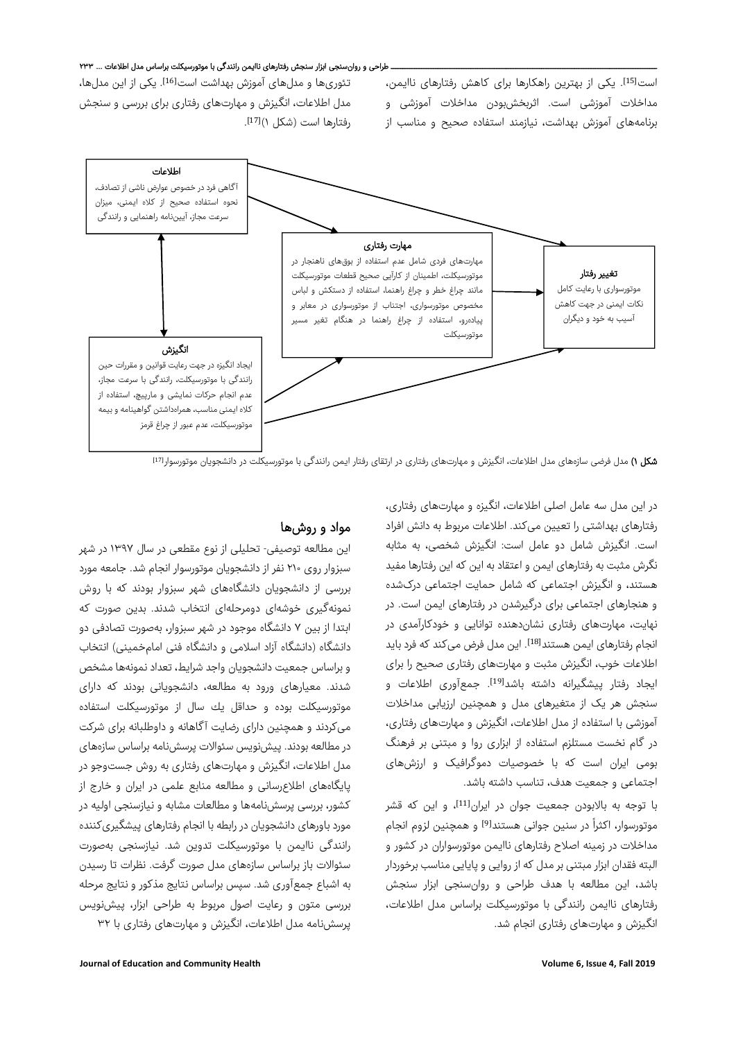است[15]. یکی از بهترین راهکارها برای کاهش رفتارهای ناایمن، مداخلات آموزشی است. اثربخش‌بودن مداخلات آموزشی و برنامه‌های آموزش بهداشت، نیازمند استفاده صحیح و مناسب از تئوری‌ها و مدل‌های آموزش بهداشت است[16]. یکی از این مدل‌ها، مدل اطلاعات، انگیزش و مهارت‌های رفتاری برای بررسی و سنجش رفتارها است (شکل ۱)[17].

**اطلاعات**
آگاهی فرد در خصوص عوارض ناشی از تصادف، نحوه استفاده صحیح از کلاه ایمنی، میزان سرعت مجاز، آیین‌نامه راهنمایی و رانندگی

**مهارت رفتاری**
مهارت‌های فردی شامل عدم استفاده از بوق‌های ناهنجار در موتورسیکلت، اطمینان از کارآیی صحیح قطعات موتورسیکلت مانند چراغ خطر و چراغ راهنما، استفاده از دستکش و لباس مخصوص موتورسواری، اجتناب از موتورسواری در معابر و پیاده‌رو، استفاده از چراغ راهنما در هنگام تغیر مسیر موتورسیکلت

**تغییر رفتار**
موتورسواری با رعایت کامل نکات ایمنی در جهت کاهش آسیب به خود و دیگران

**انگیزش**
ایجاد انگیزه در جهت رعایت قوانین و مقررات حین رانندگی با موتورسیکلت، رانندگی با سرعت مجاز، عدم انجام حرکات نمایشی و مارپیچ، استفاده از کلاه ایمنی مناسب، همراه‌داشتن گواهینامه و بیمه موتورسیکلت، عدم عبور از چراغ قرمز

**شکل ۱)** مدل فرضی سازه‌های مدل اطلاعات، انگیزش و مهارت‌های رفتاری در ارتقای رفتار ایمن رانندگی با موتورسیکلت در دانشجویان موتورسوار[17]

در این مدل سه عامل اصلی اطلاعات، انگیزه و مهارت‌های رفتاری، رفتارهای بهداشتی را تعیین می‌کند. اطلاعات مربوط به دانش افراد است. انگیزش شامل دو عامل است: انگیزش شخصی، به مثابه نگرش مثبت به رفتارهای ایمن و اعتقاد به این که این رفتارها مفید هستند، و انگیزش اجتماعی که شامل حمایت اجتماعی درک‌شده و هنجارهای اجتماعی برای درگیرشدن در رفتارهای ایمن است. در نهایت، مهارت‌های رفتاری نشان‌دهنده توانایی و خودکارآمدی در انجام رفتارهای ایمن هستند[18]. این مدل فرض می‌کند که فرد باید اطلاعات خوب، انگیزش مثبت و مهارت‌های رفتاری صحیح را برای ایجاد رفتار پیشگیرانه داشته باشد[19]. جمع‌آوری اطلاعات و سنجش هر یک از متغیرهای مدل و همچنین ارزیابی مداخلات آموزشی با استفاده از مدل اطلاعات، انگیزش و مهارت‌های رفتاری، در گام نخست مستلزم استفاده از ابزاری روا و مبتنی بر فرهنگ بومی ایران است که با خصوصیات دموگرافیک و ارزش‌های اجتماعی و جمعیت هدف، تناسب داشته باشد.

با توجه به بالابودن جمعیت جوان در ایران[11]، و این که قشر موتورسوار، اکثراً در سنین جوانی هستند[9] و همچنین لزوم انجام مداخلات در زمینه اصلاح رفتارهای ناایمن موتورسواران در کشور و البته فقدان ابزار مبتنی بر مدل که از روایی و پایایی مناسب برخوردار باشد، این مطالعه با هدف طراحی و روان‌سنجی ابزار سنجش رفتارهای ناایمن رانندگی با موتورسیکلت براساس مدل اطلاعات، انگیزش و مهارت‌های رفتاری انجام شد.

## مواد و روش‌ها

این مطالعه توصیفی- تحلیلی از نوع مقطعی در سال ۱۳۹۷ در شهر سبزوار روی ۲۱۰ نفر از دانشجویان موتورسوار انجام شد. جامعه مورد بررسی از دانشجویان دانشگاه‌های شهر سبزوار بودند که با روش نمونه‌گیری خوشه‌ای دومرحله‌ای انتخاب شدند. بدین صورت که ابتدا از بین ۷ دانشگاه موجود در شهر سبزوار، به‌صورت تصادفی دو دانشگاه (دانشگاه آزاد اسلامی و دانشگاه فنی امام‌خمینی) انتخاب و براساس جمعیت دانشجویان واجد شرایط، تعداد نمونه‌ها مشخص شدند. معیارهای ورود به مطالعه، دانشجویانی بودند که دارای موتورسیکلت بوده و حداقل یك سال از موتورسیکلت استفاده می‌کردند و همچنین دارای رضایت آگاهانه و داوطلبانه برای شرکت در مطالعه بودند. پیش‌نویس سئوالات پرسش‌نامه براساس سازه‌های مدل اطلاعات، انگیزش و مهارت‌های رفتاری به روش جست‌وجو در پایگاه‌های اطلاع‌رسانی و مطالعه منابع علمی در ایران و خارج از کشور، بررسی پرسش‌نامه‌ها و مطالعات مشابه و نیازسنجی اولیه در مورد باورهای دانشجویان در رابطه با انجام رفتارهای پیشگیری‌کننده رانندگی ناایمن با موتورسیکلت تدوین شد. نیازسنجی به‌صورت سئوالات باز براساس سازه‌های مدل صورت گرفت. نظرات تا رسیدن به اشباع جمع‌آوری شد. سپس براساس نتایج مذکور و نتایج مرحله بررسی متون و رعایت اصول مربوط به طراحی ابزار، پیش‌نویس پرسش‌نامه مدل اطلاعات، انگیزش و مهارت‌های رفتاری با ۳۲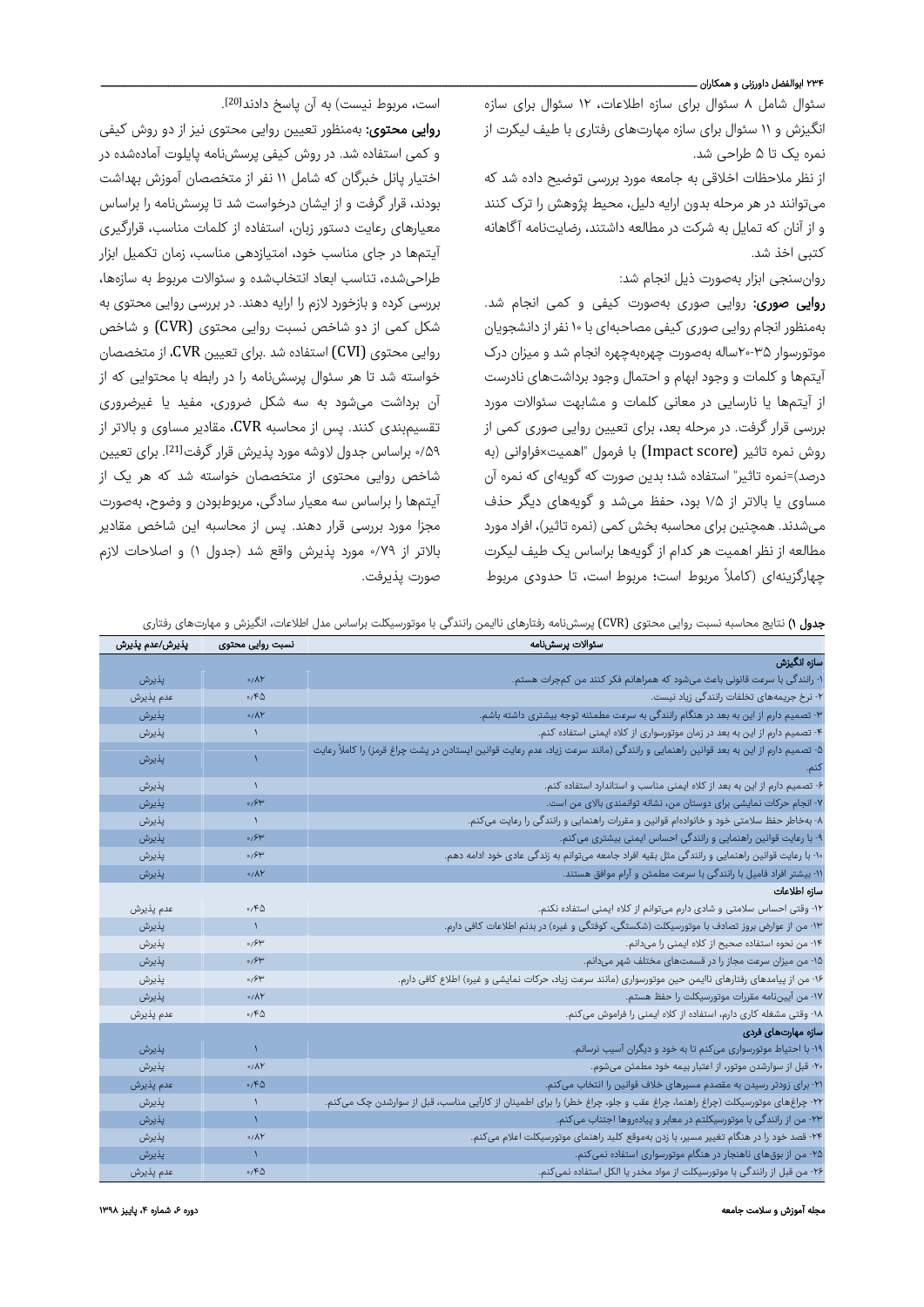سئوال شامل ۸ سئوال برای سازه اطلاعات، ۱۲ سئوال برای سازه انگیزش و ۱۱ سئوال برای سازه مهارت‌های رفتاری با طیف لیکرت از نمره یک تا ۵ طراحی شد.

از نظر ملاحظات اخلاقی به جامعه مورد بررسی توضیح داده شد که می‌توانند در هر مرحله بدون ارایه دلیل، محیط پژوهش را ترک کنند و از آنان که تمایل به شرکت در مطالعه داشتند، رضایت‌نامه آگاهانه کتبی اخذ شد.

روان‌سنجی ابزار به‌صورت ذیل انجام شد:

**روایی صوری:** روایی صوری به‌صورت کیفی و کمی انجام شد. به‌منظور انجام روایی صوری کیفی مصاحبه‌ای با ۱۰ نفر از دانشجویان موتورسوار ۳۵-۲۰ساله به‌صورت چهره‌به‌چهره انجام شد و میزان درک آیتم‌ها و کلمات و وجود ابهام و احتمال وجود برداشت‌های نادرست از آیتم‌ها یا نارسایی در معانی کلمات و مشابهت سئوالات مورد بررسی قرار گرفت. در مرحله بعد، برای تعیین روایی صوری کمی از روش نمره تاثیر (Impact score) با فرمول "اهمیت×فراوانی (به درصد)=نمره تاثیر" استفاده شد؛ بدین صورت که گویه‌ای که نمره آن مساوی یا بالاتر از ۱/۵ بود، حفظ می‌شد و گویه‌های دیگر حذف می‌شدند. همچنین برای محاسبه بخش کمی (نمره تاثیر)، افراد مورد مطالعه از نظر اهمیت هر کدام از گویه‌ها براساس یک طیف لیکرت چهارگزینه‌ای (کاملاً مربوط است؛ مربوط است، تا حدودی مربوط است، مربوط نیست) به آن پاسخ دادند[20].

**روایی محتوی:** به‌منظور تعیین روایی محتوی نیز از دو روش کیفی و کمی استفاده شد. در روش کیفی پرسش‌نامه پایلوت آماده‌شده در اختیار پانل خبرگان که شامل ۱۱ نفر از متخصصان آموزش بهداشت بودند، قرار گرفت و از ایشان درخواست شد تا پرسش‌نامه را براساس معیارهای رعایت دستور زبان، استفاده از کلمات مناسب، قرارگیری آیتم‌ها در جای مناسب خود، امتیازدهی مناسب، زمان تکمیل ابزار طراحی‌شده، تناسب ابعاد انتخاب‌شده و سئوالات مربوط به سازه‌ها، بررسی کرده و بازخورد لازم را ارایه دهند. در بررسی روایی محتوی به شکل کمی از دو شاخص نسبت روایی محتوی (CVR) و شاخص روایی محتوی (CVI) استفاده شد .برای تعیین CVR، از متخصصان خواسته شد تا هر سئوال پرسش‌نامه را در رابطه با محتوایی که از آن برداشت می‌شود به سه شکل ضروری، مفید یا غیرضروری تقسیم‌بندی کنند. پس از محاسبه CVR، مقادیر مساوی و بالاتر از ۰/۵۹ براساس جدول لاوشه مورد پذیرش قرار گرفت[21]. برای تعیین شاخص روایی محتوی از متخصصان خواسته شد که هر یک از آیتم‌ها را براساس سه معیار سادگی، مربوط‌بودن و وضوح، به‌صورت مجزا مورد بررسی قرار دهند. پس از محاسبه این شاخص مقادیر بالاتر از ۰/۷۹ مورد پذیرش واقع شد (جدول ۱) و اصلاحات لازم صورت پذیرفت.

**جدول ۱)** نتایج محاسبه نسبت روایی محتوی (CVR) پرسش‌نامه رفتارهای ناایمن رانندگی با موتورسیکلت براساس مدل اطلاعات، انگیزش و مهارت‌های رفتاری

| سئوالات پرسش‌نامه | نسبت روایی محتوی | پذیرش/عدم پذیرش |
|---|---|---|
| **سازه انگیزش** | | |
| ۱- رانندگی با سرعت قانونی باعث می‌شود که همراهانم فکر کنند من کم‌جرات هستم. | ۰/۸۲ | پذیرش |
| ۲- نرخ جریمه‌های تخلفات رانندگی زیاد نیست. | ۰/۴۵ | عدم پذیرش |
| ۳- تصمیم دارم از این به بعد در هنگام رانندگی به سرعت مطمئنه توجه بیشتری داشته باشم. | ۰/۸۲ | پذیرش |
| ۴- تصمیم دارم از این به بعد در زمان موتورسواری از کلاه ایمنی استفاده کنم. | ۱ | پذیرش |
| ۵- تصمیم دارم از این به بعد قوانین راهنمایی و رانندگی (مانند سرعت زیاد، عدم رعایت قوانین ایستادن در پشت چراغ قرمز) را کاملاً رعایت کنم. | ۱ | پذیرش |
| ۶- تصمیم دارم از این به بعد از کلاه ایمنی مناسب و استاندارد استفاده کنم. | ۱ | پذیرش |
| ۷- انجام حرکات نمایشی برای دوستان من، نشانه توانمندی بالای من است. | ۰/۶۳ | پذیرش |
| ۸- به‌خاطر حفظ سلامتی خود و خانواده‌ام قوانین و مقررات راهنمایی و رانندگی را رعایت می‌کنم. | ۱ | پذیرش |
| ۹- با رعایت قوانین راهنمایی و رانندگی احساس ایمنی بیشتری می‌کنم. | ۰/۶۳ | پذیرش |
| ۱۰- با رعایت قوانین راهنمایی و رانندگی مثل بقیه افراد جامعه می‌توانم به زندگی عادی خود ادامه دهم. | ۰/۶۳ | پذیرش |
| ۱۱- بیشتر افراد فامیل با رانندگی با سرعت مطمئن و آرام موافق هستند. | ۰/۸۲ | پذیرش |
| **سازه اطلاعات** | | |
| ۱۲- وقتی احساس سلامتی و شادی دارم می‌توانم از کلاه ایمنی استفاده نکنم. | ۰/۴۵ | عدم پذیرش |
| ۱۳- من از عوارض بروز تصادف با موتورسیکلت (شکستگی، کوفتگی و غیره) در بدنم اطلاعات کافی دارم. | ۱ | پذیرش |
| ۱۴- من نحوه استفاده صحیح از کلاه ایمنی را می‌دانم. | ۰/۶۳ | پذیرش |
| ۱۵- من میزان سرعت مجاز را در قسمت‌های مختلف شهر می‌دانم. | ۰/۶۳ | پذیرش |
| ۱۶- من از پیامدهای رفتارهای ناایمن حین موتورسواری (مانند سرعت زیاد، حرکات نمایشی و غیره) اطلاع کافی دارم. | ۰/۶۳ | پذیرش |
| ۱۷- من آیین‌نامه مقررات موتورسیکلت را حفظ هستم. | ۰/۸۲ | پذیرش |
| ۱۸- وقتی مشغله کاری دارم، استفاده از کلاه ایمنی را فراموش می‌کنم. | ۰/۴۵ | عدم پذیرش |
| **سازه مهارت‌های فردی** | | |
| ۱۹- با احتیاط موتورسواری می‌کنم تا به خود و دیگران آسیب نرسانم. | ۱ | پذیرش |
| ۲۰- قبل از سوارشدن موتور، از اعتبار بیمه خود مطمئن می‌شوم. | ۰/۸۲ | پذیرش |
| ۲۱- برای زودتر رسیدن به مقصدم مسیرهای خلاف قوانین را انتخاب می‌کنم. | ۰/۴۵ | عدم پذیرش |
| ۲۲- چراغ‌های موتورسیکلت (چراغ راهنما، چراغ عقب و جلو، چراغ خطر) را برای اطمینان از کارآیی مناسب، قبل از سوارشدن چک می‌کنم. | ۱ | پذیرش |
| ۲۳- من از رانندگی با موتورسیکلتم در معابر و پیاده‌روها اجتناب می‌کنم. | ۱ | پذیرش |
| ۲۴- قصد خود را در هنگام تغییر مسیر، با زدن به‌موقع کلید راهنمای موتورسیکلت اعلام می‌کنم. | ۰/۸۲ | پذیرش |
| ۲۵- من از بوق‌های ناهنجار در هنگام موتورسواری استفاده نمی‌کنم. | ۱ | پذیرش |
| ۲۶- من قبل از رانندگی با موتورسیکلت از مواد مخدر یا الکل استفاده نمی‌کنم. | ۰/۴۵ | عدم پذیرش |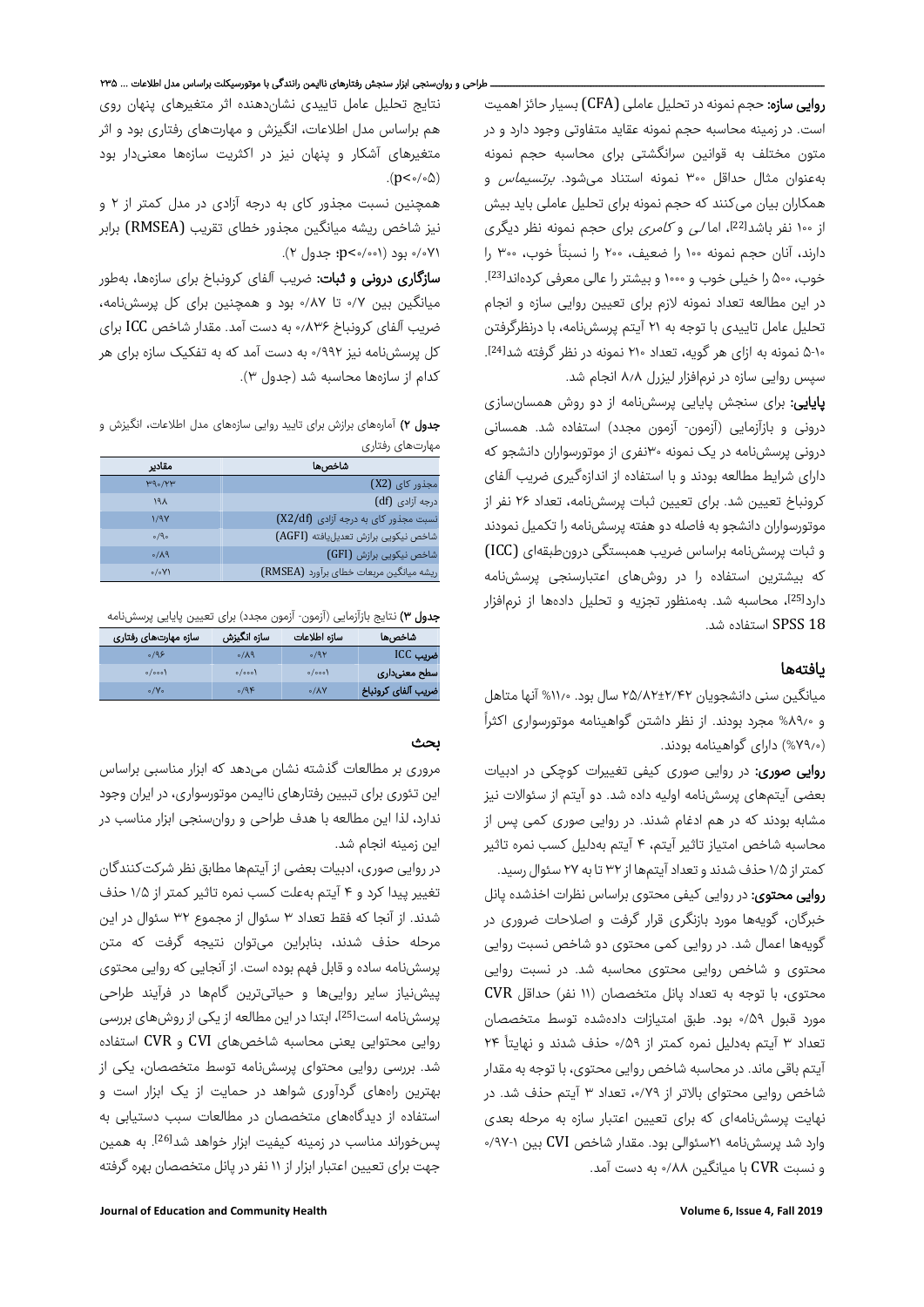**روایی سازه:** حجم نمونه در تحلیل عاملی (CFA) بسیار حائز اهمیت است. در زمینه محاسبه حجم نمونه عقاید متفاوتی وجود دارد و در متون مختلف به قوانین سرانگشتی برای محاسبه حجم نمونه به‌عنوان مثال حداقل ۳۰۰ نمونه استناد می‌شود. *برتسیماس* و همکاران بیان می‌کنند که حجم نمونه برای تحلیل عاملی باید بیش از ۱۰۰ نفر باشد[22]. اما *لی* و *کامری* برای حجم نمونه نظر دیگری دارند، آنان حجم نمونه ۱۰۰ را ضعیف، ۲۰۰ را نسبتاً خوب، ۳۰۰ را خوب، ۵۰۰ را خیلی خوب و ۱۰۰۰ و بیشتر را عالی معرفی کرده‌اند[23]. در این مطالعه تعداد نمونه لازم برای تعیین روایی سازه و انجام تحلیل عامل تاییدی با توجه به ۲۱ آیتم پرسش‌نامه، با درنظرگرفتن ۱۰-۵ نمونه به ازای هر گویه، تعداد ۲۱۰ نمونه در نظر گرفته شد[24]. سپس روایی سازه در نرم‌افزار لیزرل ۸/۸ انجام شد.

**پایایی:** برای سنجش پایایی پرسش‌نامه از دو روش همسان‌سازی درونی و بازآزمایی (آزمون- آزمون مجدد) استفاده شد. همسانی درونی پرسش‌نامه در یک نمونه ۳۰نفری از موتورسواران دانشجو که دارای شرایط مطالعه بودند و با استفاده از اندازه‌گیری ضریب آلفای کرونباخ تعیین شد. برای تعیین ثبات پرسش‌نامه، تعداد ۲۶ نفر از موتورسواران دانشجو به فاصله دو هفته پرسش‌نامه را تکمیل نمودند و ثبات پرسش‌نامه براساس ضریب همبستگی درون‌طبقه‌ای (ICC) که بیشترین استفاده را در روش‌های اعتبارسنجی پرسش‌نامه دارد[25]، محاسبه شد. به‌منظور تجزیه و تحلیل داده‌ها از نرم‌افزار SPSS 18 استفاده شد.

## یافته‌ها

میانگین سنی دانشجویان ۲۵/۸۲±۲/۴۲ سال بود. ۱۱/۰% آنها متاهل و ۸۹/۰% مجرد بودند. از نظر داشتن گواهینامه موتورسواری اکثراً (۷۹/۰%) دارای گواهینامه بودند.

**روایی صوری:** در روایی صوری کیفی تغییرات کوچکی در ادبیات بعضی آیتم‌های پرسش‌نامه اولیه داده شد. دو آیتم از سئوالات نیز مشابه بودند که در هم ادغام شدند. در روایی صوری کمی پس از محاسبه شاخص امتیاز تاثیر آیتم، ۴ آیتم به‌دلیل کسب نمره تاثیر کمتر از ۱/۵ حذف شدند و تعداد آیتم‌ها از ۳۲ تا به ۲۷ سئوال رسید.

**روایی محتوی:** در روایی کیفی محتوی براساس نظرات اخذشده پانل خبرگان، گویه‌ها مورد بازنگری قرار گرفت و اصلاحات ضروری در گویه‌ها اعمال شد. در روایی کمی محتوی دو شاخص نسبت روایی محتوی و شاخص روایی محتوی محاسبه شد. در نسبت روایی محتوی، با توجه به تعداد پانل متخصصان (۱۱ نفر) حداقل CVR مورد قبول ۰/۵۹ بود. طبق امتیازات داده‌شده توسط متخصصان تعداد ۳ آیتم به‌دلیل نمره کمتر از ۰/۵۹ حذف شدند و نهایتاً ۲۴ آیتم باقی ماند. در محاسبه شاخص روایی محتوی، با توجه به مقدار شاخص روایی محتوای بالاتر از ۰/۷۹، تعداد ۳ آیتم حذف شد. در نهایت پرسش‌نامه‌ای که برای تعیین اعتبار سازه به مرحله بعدی وارد شد پرسش‌نامه ۲۱سئوالی بود. مقدار شاخص CVI بین ۱-۰/۹۷ و نسبت CVR با میانگین ۰/۸۸ به دست آمد.

نتایج تحلیل عامل تاییدی نشان‌دهنده اثر متغیرهای پنهان روی هم براساس مدل اطلاعات، انگیزش و مهارت‌های رفتاری بود و اثر متغیرهای آشکار و پنهان نیز در اکثریت سازه‌ها معنی‌دار بود ($p<0.05$).

همچنین نسبت مجذور کای به درجه آزادی در مدل کمتر از ۲ و نیز شاخص ریشه میانگین مجذور خطای تقریب (RMSEA) برابر ۰/۰۷۱ بود ($p<0.001$؛ جدول ۲).

**سازگاری درونی و ثبات:** ضریب آلفای کرونباخ برای سازه‌ها، به‌طور میانگین بین ۰/۷ تا ۰/۸۷ بود و همچنین برای کل پرسش‌نامه، ضریب آلفای کرونباخ ۰/۸۳۶ به دست آمد. مقدار شاخص ICC برای کل پرسش‌نامه نیز ۰/۹۹۲ به دست آمد که به تفکیک سازه برای هر کدام از سازه‌ها محاسبه شد (جدول ۳).

**جدول ۲)** آماره‌های برازش برای تایید روایی سازه‌های مدل اطلاعات، انگیزش و مهارت‌های رفتاری

| شاخص‌ها | مقادیر |
|---|---|
| مجذور کای (X2) | ۳۹۰/۲۳ |
| درجه آزادی (df) | ۱۹۸ |
| نسبت مجذور کای به درجه آزادی (X2/df) | ۱/۹۷ |
| شاخص نیکویی برازش تعدیل‌یافته (AGFI) | ۰/۹۰ |
| شاخص نیکویی برازش (GFI) | ۰/۸۹ |
| ریشه میانگین مربعات خطای برآورد (RMSEA) | ۰/۰۷۱ |

**جدول ۳)** نتایج بازآزمایی (آزمون- آزمون مجدد) برای تعیین پایایی پرسش‌نامه

| شاخص‌ها | سازه اطلاعات | سازه انگیزش | سازه مهارت‌های رفتاری |
|---|---|---|---|
| ضریب ICC | ۰/۹۲ | ۰/۸۹ | ۰/۹۶ |
| سطح معنی‌داری | ۰/۰۰۰۱ | ۰/۰۰۰۱ | ۰/۰۰۰۱ |
| ضریب آلفای کرونباخ | ۰/۸۷ | ۰/۹۴ | ۰/۷۰ |

## بحث

مروری بر مطالعات گذشته نشان می‌دهد که ابزار مناسبی براساس این تئوری برای تبیین رفتارهای ناایمن موتورسواری، در ایران وجود ندارد، لذا این مطالعه با هدف طراحی و روان‌سنجی ابزار مناسب در این زمینه انجام شد.

در روایی صوری، ادبیات بعضی از آیتم‌ها مطابق نظر شرکت‌کنندگان تغییر پیدا کرد و ۴ آیتم به‌علت کسب نمره تاثیر کمتر از ۱/۵ حذف شدند. از آنجا که فقط تعداد ۳ سئوال از مجموع ۳۲ سئوال در این مرحله حذف شدند، بنابراین می‌توان نتیجه گرفت که متن پرسش‌نامه ساده و قابل فهم بوده است. از آنجایی که روایی محتوی پیش‌نیاز سایر روایی‌ها و حیاتی‌ترین گام‌ها در فرآیند طراحی پرسش‌نامه است[25]، ابتدا در این مطالعه از یکی از روش‌های بررسی روایی محتوایی یعنی محاسبه شاخص‌های CVI و CVR استفاده شد. بررسی روایی محتوای پرسش‌نامه توسط متخصصان، یکی از بهترین راه‌های گردآوری شواهد در حمایت از یک ابزار است و استفاده از دیدگاه‌های متخصصان در مطالعات سبب دستیابی به پس‌خوراند مناسب در زمینه کیفیت ابزار خواهد شد[26]. به همین جهت برای تعیین اعتبار ابزار از ۱۱ نفر در پانل متخصصان بهره گرفته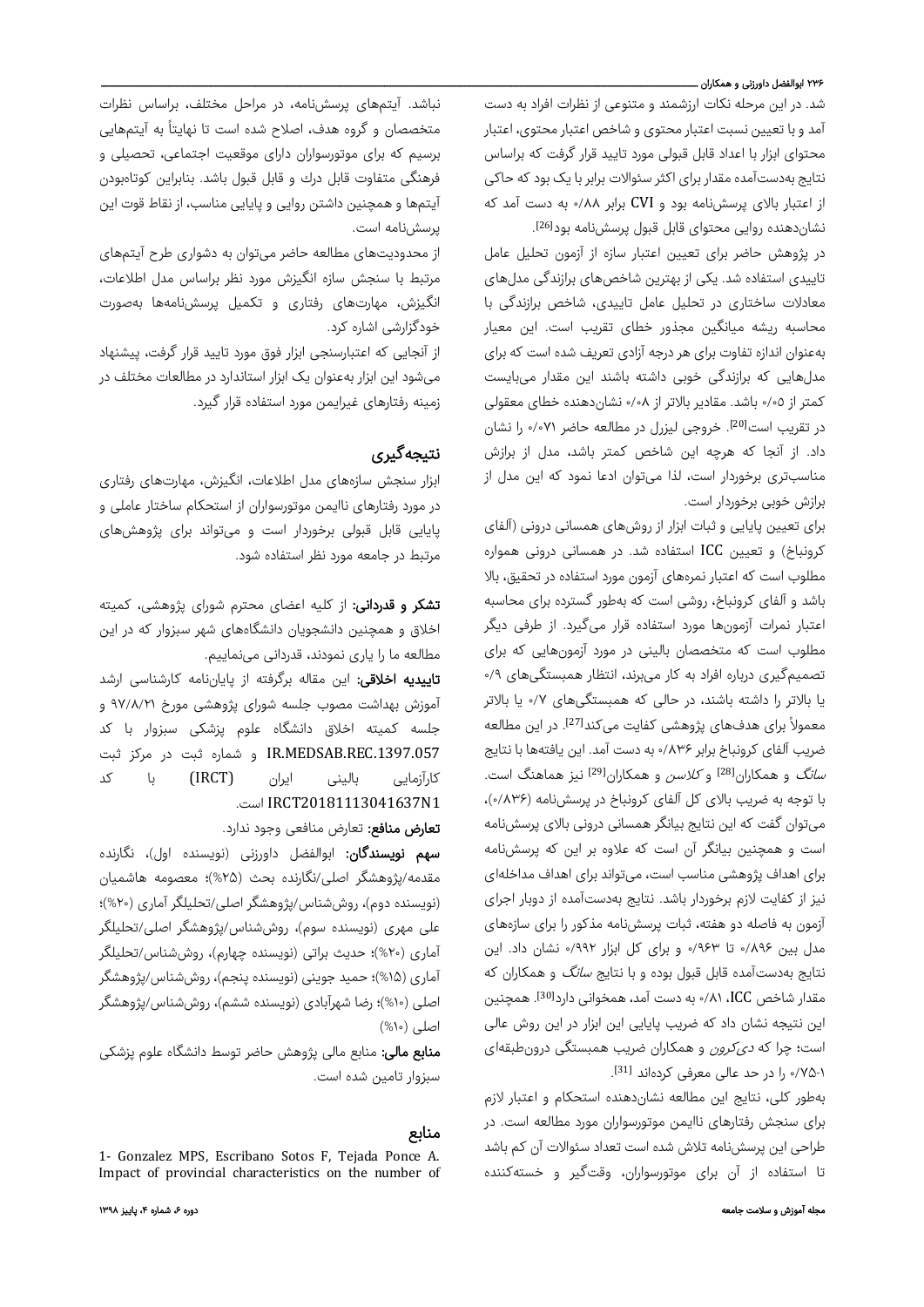شد. در این مرحله نکات ارزشمند و متنوعی از نظرات افراد به دست آمد و با تعیین نسبت اعتبار محتوی و شاخص اعتبار محتوی، اعتبار محتوای ابزار با اعداد قابل قبولی مورد تایید قرار گرفت که براساس نتایج به‌دست‌آمده مقدار برای اکثر سئوالات برابر با یک بود که حاکی از اعتبار بالای پرسش‌نامه بود و CVI برابر ۰/۸۸ به دست آمد که نشان‌دهنده روایی محتوای قابل قبول پرسش‌نامه بود[26].

در پژوهش حاضر برای تعیین اعتبار سازه از آزمون تحلیل عامل تاییدی استفاده شد. یکی از بهترین شاخص‌های برازندگی مدل‌های معادلات ساختاری در تحلیل عامل تاییدی، شاخص برازندگی با محاسبه ریشه میانگین مجذور خطای تقریب است. این معیار به‌عنوان اندازه تفاوت برای هر درجه آزادی تعریف شده است که برای مدل‌هایی که برازندگی خوبی داشته باشند این مقدار می‌بایست کمتر از ۰/۰۵ باشد. مقادیر بالاتر از ۰/۰۸ نشان‌دهنده خطای معقولی در تقریب است[20]. خروجی لیزرل در مطالعه حاضر ۰/۰۷۱ را نشان داد. از آنجا که هرچه این شاخص کمتر باشد، مدل از برازش مناسب‌تری برخوردار است، لذا می‌توان ادعا نمود که این مدل از برازش خوبی برخوردار است.

برای تعیین پایایی و ثبات ابزار از روش‌های همسانی درونی (آلفای کرونباخ) و تعیین ICC استفاده شد. در همسانی درونی همواره مطلوب است که اعتبار نمره‌های آزمون مورد استفاده در تحقیق، بالا باشد و آلفای کرونباخ، روشی است که به‌طور گسترده برای محاسبه اعتبار نمرات آزمون‌ها مورد استفاده قرار می‌گیرد. از طرفی دیگر مطلوب است که متخصصان بالینی در مورد آزمون‌هایی که برای تصمیم‌گیری درباره افراد به کار می‌برند، انتظار همبستگی‌های ۰/۹ یا بالاتر را داشته باشند، در حالی که همبستگی‌های ۰/۷ یا بالاتر معمولاً برای هدف‌های پژوهشی کفایت می‌کند[27]. در این مطالعه ضریب آلفای کرونباخ برابر ۰/۸۳۶ به دست آمد. این یافته‌ها با نتایج *سانگ* و همکاران[28] و *کلاسن* و همکاران[29] نیز هماهنگ است. با توجه به ضریب بالای کل آلفای کرونباخ در پرسش‌نامه (۰/۸۳۶)، می‌توان گفت که این نتایج بیانگر همسانی درونی بالای پرسش‌نامه است و همچنین بیانگر آن است که علاوه بر این که پرسش‌نامه برای اهداف پژوهشی مناسب است، می‌تواند برای اهداف مداخله‌ای نیز از کفایت لازم برخوردار باشد. نتایج به‌دست‌آمده از دوبار اجرای آزمون به فاصله دو هفته، ثبات پرسش‌نامه مذکور را برای سازه‌های مدل بین ۰/۸۹۶ تا ۰/۹۶۳ و برای کل ابزار ۰/۹۹۲ نشان داد. این نتایج به‌دست‌آمده قابل قبول بوده و با نتایج *سانگ* و همکاران که مقدار شاخص ICC، ۰/۸۱ به دست آمد، همخوانی دارد[30]. همچنین این نتیجه نشان داد که ضریب پایایی این ابزار در این روش عالی است؛ چرا که *دی‌کرون* و همکاران ضریب همبستگی درون‌طبقه‌ای ۰/۷۵-۱ را در حد عالی معرفی کرده‌اند [31].

به‌طور کلی، نتایج این مطالعه نشان‌دهنده استحکام و اعتبار لازم برای سنجش رفتارهای ناایمن موتورسواران مورد مطالعه است. در طراحی این پرسش‌نامه تلاش شده است تعداد سئوالات آن کم باشد تا استفاده از آن برای موتورسواران، وقت‌گیر و خسته‌کننده نباشد. آیتم‌های پرسش‌نامه، در مراحل مختلف، براساس نظرات متخصصان و گروه هدف، اصلاح شده است تا نهایتاً به آیتم‌هایی برسیم که برای موتورسواران دارای موقعیت اجتماعی، تحصیلی و فرهنگی متفاوت قابل درک و قابل قبول باشد. بنابراین کوتاه‌بودن آیتم‌ها و همچنین داشتن روایی و پایایی مناسب، از نقاط قوت این پرسش‌نامه است.

از محدودیت‌های مطالعه حاضر می‌توان به دشواری طرح آیتم‌های مرتبط با سنجش سازه انگیزش مورد نظر براساس مدل اطلاعات، انگیزش، مهارت‌های رفتاری و تکمیل پرسش‌نامه‌ها به‌صورت خودگزارشی اشاره کرد.

از آنجایی که اعتبارسنجی ابزار فوق مورد تایید قرار گرفت، پیشنهاد می‌شود این ابزار به‌عنوان یک ابزار استاندارد در مطالعات مختلف در زمینه رفتارهای غیرایمن مورد استفاده قرار گیرد.

## نتیجه‌گیری

ابزار سنجش سازه‌های مدل اطلاعات، انگیزش، مهارت‌های رفتاری در مورد رفتارهای ناایمن موتورسواران از استحکام ساختار عاملی و پایایی قابل قبولی برخوردار است و می‌تواند برای پژوهش‌های مرتبط در جامعه مورد نظر استفاده شود.

**تشکر و قدردانی:** از کلیه اعضای محترم شورای پژوهشی، کمیته اخلاق و همچنین دانشجویان دانشگاه‌های شهر سبزوار که در این مطالعه ما را یاری نمودند، قدردانی می‌نماییم.

**تاییدیه اخلاقی:** این مقاله برگرفته از پایان‌نامه کارشناسی ارشد آموزش بهداشت مصوب جلسه شورای پژوهشی مورخ ۹۷/۸/۲۱ و جلسه کمیته اخلاق دانشگاه علوم پزشکی سبزوار با کد IR.MEDSAB.REC.1397.057 و شماره ثبت در مرکز ثبت کارآزمایی بالینی ایران (IRCT) با کد IRCT20181113041637N1 است.

**تعارض منافع:** تعارض منافعی وجود ندارد.

**سهم نویسندگان:** ابوالفضل داورزنی (نویسنده اول)، نگارنده مقدمه/پژوهشگر اصلی/نگارنده بحث (۲۵%)؛ معصومه هاشمیان (نویسنده دوم)، روش‌شناس/پژوهشگر اصلی/تحلیلگر آماری (۲۰%)؛ علی مهری (نویسنده سوم)، روش‌شناس/پژوهشگر اصلی/تحلیلگر آماری (۲۰%)؛ حدیث براتی (نویسنده چهارم)، روش‌شناس/تحلیلگر آماری (۱۵%)؛ حمید جوینی (نویسنده پنجم)، روش‌شناس/پژوهشگر اصلی (۱۰%)؛ رضا شهرآبادی (نویسنده ششم)، روش‌شناس/پژوهشگر اصلی (۱۰%)

**منابع مالی:** منابع مالی پژوهش حاضر توسط دانشگاه علوم پزشکی سبزوار تامین شده است.

## منابع

1- Gonzalez MPS, Escribano Sotos F, Tejada Ponce A. Impact of provincial characteristics on the number of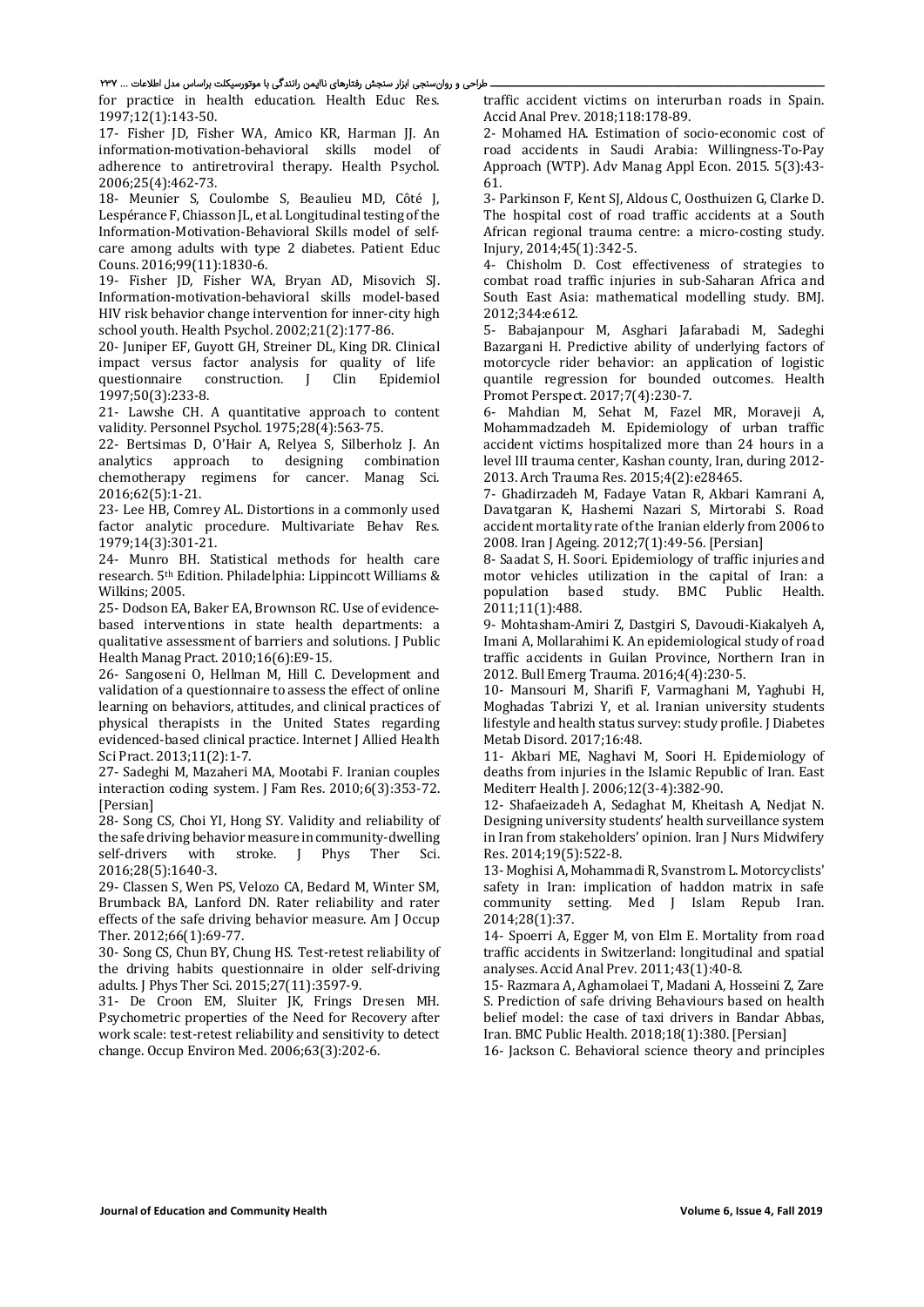for practice in health education. Health Educ Res. 1997;12(1):143-50.

17- Fisher JD, Fisher WA, Amico KR, Harman JJ. An information-motivation-behavioral skills model of adherence to antiretroviral therapy. Health Psychol. 2006;25(4):462-73.

18- Meunier S, Coulombe S, Beaulieu MD, Côté J, Lespérance F, Chiasson JL, et al. Longitudinal testing of the Information-Motivation-Behavioral Skills model of self-care among adults with type 2 diabetes. Patient Educ Couns. 2016;99(11):1830-6.

19- Fisher JD, Fisher WA, Bryan AD, Misovich SJ. Information-motivation-behavioral skills model-based HIV risk behavior change intervention for inner-city high school youth. Health Psychol. 2002;21(2):177-86.

20- Juniper EF, Guyott GH, Streiner DL, King DR. Clinical impact versus factor analysis for quality of life questionnaire construction. J Clin Epidemiol 1997;50(3):233-8.

21- Lawshe CH. A quantitative approach to content validity. Personnel Psychol. 1975;28(4):563-75.

22- Bertsimas D, O'Hair A, Relyea S, Silberholz J. An analytics approach to designing combination chemotherapy regimens for cancer. Manag Sci. 2016;62(5):1-21.

23- Lee HB, Comrey AL. Distortions in a commonly used factor analytic procedure. Multivariate Behav Res. 1979;14(3):301-21.

24- Munro BH. Statistical methods for health care research. 5th Edition. Philadelphia: Lippincott Williams & Wilkins; 2005.

25- Dodson EA, Baker EA, Brownson RC. Use of evidence-based interventions in state health departments: a qualitative assessment of barriers and solutions. J Public Health Manag Pract. 2010;16(6):E9-15.

26- Sangoseni O, Hellman M, Hill C. Development and validation of a questionnaire to assess the effect of online learning on behaviors, attitudes, and clinical practices of physical therapists in the United States regarding evidenced-based clinical practice. Internet J Allied Health Sci Pract. 2013;11(2):1-7.

27- Sadeghi M, Mazaheri MA, Mootabi F. Iranian couples interaction coding system. J Fam Res. 2010;6(3):353-72. [Persian]

28- Song CS, Choi YI, Hong SY. Validity and reliability of the safe driving behavior measure in community-dwelling self-drivers with stroke. J Phys Ther Sci. 2016;28(5):1640-3.

29- Classen S, Wen PS, Velozo CA, Bedard M, Winter SM, Brumback BA, Lanford DN. Rater reliability and rater effects of the safe driving behavior measure. Am J Occup Ther. 2012;66(1):69-77.

30- Song CS, Chun BY, Chung HS. Test-retest reliability of the driving habits questionnaire in older self-driving adults. J Phys Ther Sci. 2015;27(11):3597-9.

31- De Croon EM, Sluiter JK, Frings Dresen MH. Psychometric properties of the Need for Recovery after work scale: test-retest reliability and sensitivity to detect change. Occup Environ Med. 2006;63(3):202-6.

traffic accident victims on interurban roads in Spain. Accid Anal Prev. 2018;118:178-89.

2- Mohamed HA. Estimation of socio-economic cost of road accidents in Saudi Arabia: Willingness-To-Pay Approach (WTP). Adv Manag Appl Econ. 2015. 5(3):43-61.

3- Parkinson F, Kent SJ, Aldous C, Oosthuizen G, Clarke D. The hospital cost of road traffic accidents at a South African regional trauma centre: a micro-costing study. Injury, 2014;45(1):342-5.

4- Chisholm D. Cost effectiveness of strategies to combat road traffic injuries in sub-Saharan Africa and South East Asia: mathematical modelling study. BMJ. 2012;344:e612.

5- Babajanpour M, Asghari Jafarabadi M, Sadeghi Bazargani H. Predictive ability of underlying factors of motorcycle rider behavior: an application of logistic quantile regression for bounded outcomes. Health Promot Perspect. 2017;7(4):230-7.

6- Mahdian M, Sehat M, Fazel MR, Moraveji A, Mohammadzadeh M. Epidemiology of urban traffic accident victims hospitalized more than 24 hours in a level III trauma center, Kashan county, Iran, during 2012-2013. Arch Trauma Res. 2015;4(2):e28465.

7- Ghadirzadeh M, Fadaye Vatan R, Akbari Kamrani A, Davatgaran K, Hashemi Nazari S, Mirtorabi S. Road accident mortality rate of the Iranian elderly from 2006 to 2008. Iran J Ageing. 2012;7(1):49-56. [Persian]

8- Saadat S, H. Soori. Epidemiology of traffic injuries and motor vehicles utilization in the capital of Iran: a population based study. BMC Public Health. 2011;11(1):488.

9- Mohtasham-Amiri Z, Dastgiri S, Davoudi-Kiakalyeh A, Imani A, Mollarahimi K. An epidemiological study of road traffic accidents in Guilan Province, Northern Iran in 2012. Bull Emerg Trauma. 2016;4(4):230-5.

10- Mansouri M, Sharifi F, Varmaghani M, Yaghubi H, Moghadas Tabrizi Y, et al. Iranian university students lifestyle and health status survey: study profile. J Diabetes Metab Disord. 2017;16:48.

11- Akbari ME, Naghavi M, Soori H. Epidemiology of deaths from injuries in the Islamic Republic of Iran. East Mediterr Health J. 2006;12(3-4):382-90.

12- Shafaeizadeh A, Sedaghat M, Kheitash A, Nedjat N. Designing university students' health surveillance system in Iran from stakeholders' opinion. Iran J Nurs Midwifery Res. 2014;19(5):522-8.

13- Moghisi A, Mohammadi R, Svanstrom L. Motorcyclists' safety in Iran: implication of haddon matrix in safe community setting. Med J Islam Repub Iran. 2014;28(1):37.

14- Spoerri A, Egger M, von Elm E. Mortality from road traffic accidents in Switzerland: longitudinal and spatial analyses. Accid Anal Prev. 2011;43(1):40-8.

15- Razmara A, Aghamolaei T, Madani A, Hosseini Z, Zare S. Prediction of safe driving Behaviours based on health belief model: the case of taxi drivers in Bandar Abbas, Iran. BMC Public Health. 2018;18(1):380. [Persian]

16- Jackson C. Behavioral science theory and principles